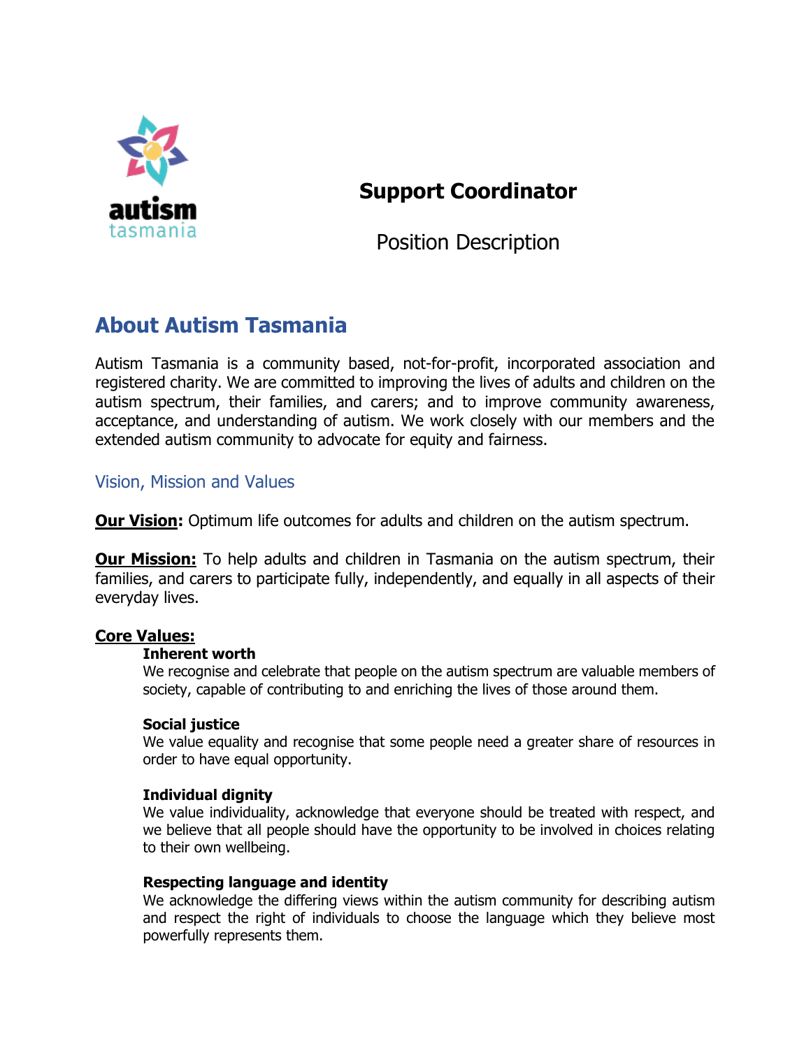# Support Coordinator

Position Description

## About Autism Tasmania

Autism Tasmania is a community based, not-for-profit, incorporated association and registered charity. We are committed to improving the lives of adults and children on the autism spectrum, their families, and carers; and to improve community awareness, acceptance, and understanding of autism. We work closely with our members and the extended autism community to advocate for equity and fairness.

### Vision, Mission and Values

**Our Vision:** Optimum life outcomes for adults and children on the autism spectrum.

**Our Mission:** To help adults and children in Tasmania on the autism spectrum, their families, and carers to participate fully, independently, and equally in all aspects of their everyday lives.

**Core Values:**

**Inherent worth**
We recognise and celebrate that people on the autism spectrum are valuable members of society, capable of contributing to and enriching the lives of those around them.

**Social justice**
We value equality and recognise that some people need a greater share of resources in order to have equal opportunity.

**Individual dignity**
We value individuality, acknowledge that everyone should be treated with respect, and we believe that all people should have the opportunity to be involved in choices relating to their own wellbeing.

**Respecting language and identity**
We acknowledge the differing views within the autism community for describing autism and respect the right of individuals to choose the language which they believe most powerfully represents them.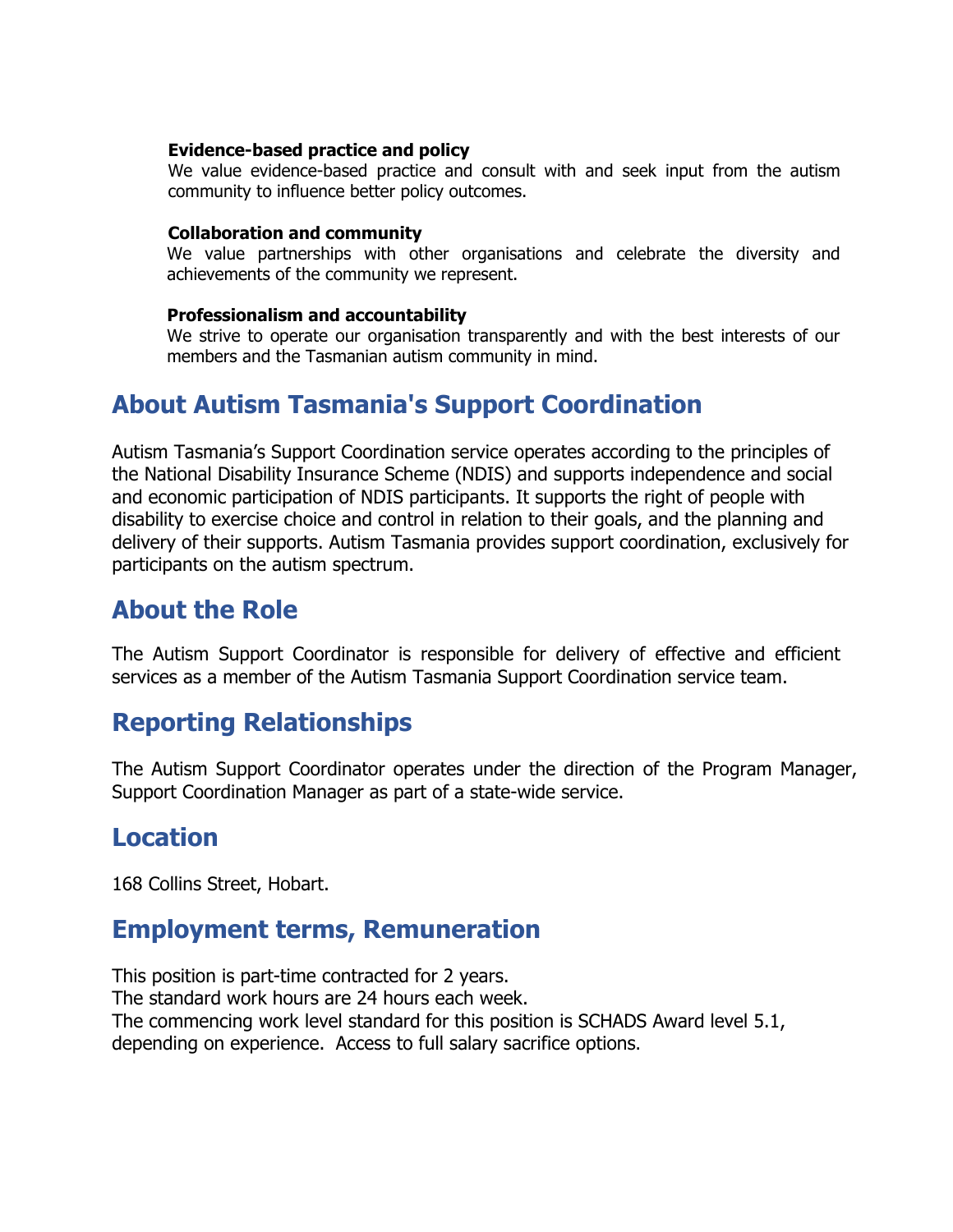**Evidence-based practice and policy**
We value evidence-based practice and consult with and seek input from the autism community to influence better policy outcomes.

**Collaboration and community**
We value partnerships with other organisations and celebrate the diversity and achievements of the community we represent.

**Professionalism and accountability**
We strive to operate our organisation transparently and with the best interests of our members and the Tasmanian autism community in mind.

## About Autism Tasmania's Support Coordination

Autism Tasmania's Support Coordination service operates according to the principles of the National Disability Insurance Scheme (NDIS) and supports independence and social and economic participation of NDIS participants. It supports the right of people with disability to exercise choice and control in relation to their goals, and the planning and delivery of their supports. Autism Tasmania provides support coordination, exclusively for participants on the autism spectrum.

## About the Role

The Autism Support Coordinator is responsible for delivery of effective and efficient services as a member of the Autism Tasmania Support Coordination service team.

## Reporting Relationships

The Autism Support Coordinator operates under the direction of the Program Manager, Support Coordination Manager as part of a state-wide service.

## Location

168 Collins Street, Hobart.

## Employment terms, Remuneration

This position is part-time contracted for 2 years.
The standard work hours are 24 hours each week.
The commencing work level standard for this position is SCHADS Award level 5.1, depending on experience. Access to full salary sacrifice options.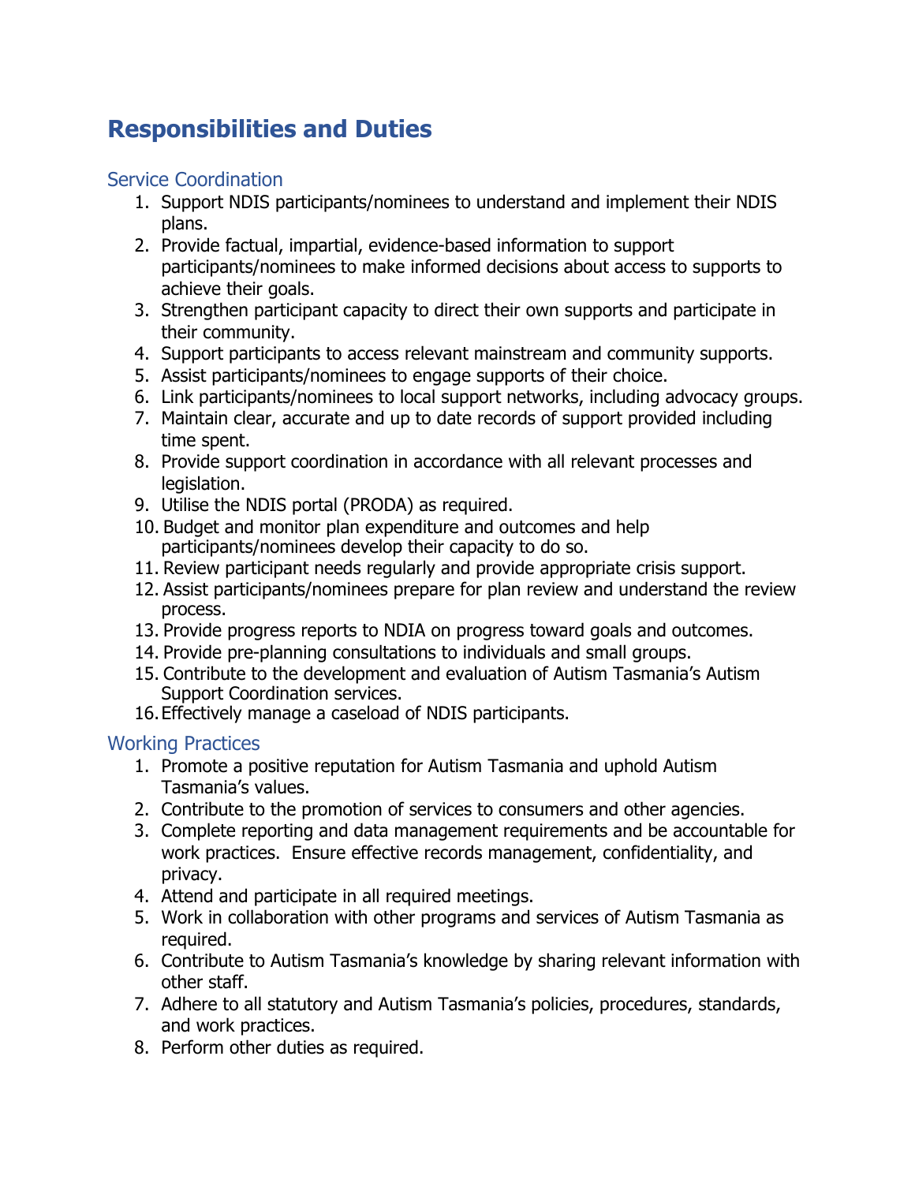# Responsibilities and Duties

## Service Coordination

1. Support NDIS participants/nominees to understand and implement their NDIS plans.
2. Provide factual, impartial, evidence-based information to support participants/nominees to make informed decisions about access to supports to achieve their goals.
3. Strengthen participant capacity to direct their own supports and participate in their community.
4. Support participants to access relevant mainstream and community supports.
5. Assist participants/nominees to engage supports of their choice.
6. Link participants/nominees to local support networks, including advocacy groups.
7. Maintain clear, accurate and up to date records of support provided including time spent.
8. Provide support coordination in accordance with all relevant processes and legislation.
9. Utilise the NDIS portal (PRODA) as required.
10. Budget and monitor plan expenditure and outcomes and help participants/nominees develop their capacity to do so.
11. Review participant needs regularly and provide appropriate crisis support.
12. Assist participants/nominees prepare for plan review and understand the review process.
13. Provide progress reports to NDIA on progress toward goals and outcomes.
14. Provide pre-planning consultations to individuals and small groups.
15. Contribute to the development and evaluation of Autism Tasmania's Autism Support Coordination services.
16. Effectively manage a caseload of NDIS participants.

## Working Practices

1. Promote a positive reputation for Autism Tasmania and uphold Autism Tasmania's values.
2. Contribute to the promotion of services to consumers and other agencies.
3. Complete reporting and data management requirements and be accountable for work practices. Ensure effective records management, confidentiality, and privacy.
4. Attend and participate in all required meetings.
5. Work in collaboration with other programs and services of Autism Tasmania as required.
6. Contribute to Autism Tasmania's knowledge by sharing relevant information with other staff.
7. Adhere to all statutory and Autism Tasmania's policies, procedures, standards, and work practices.
8. Perform other duties as required.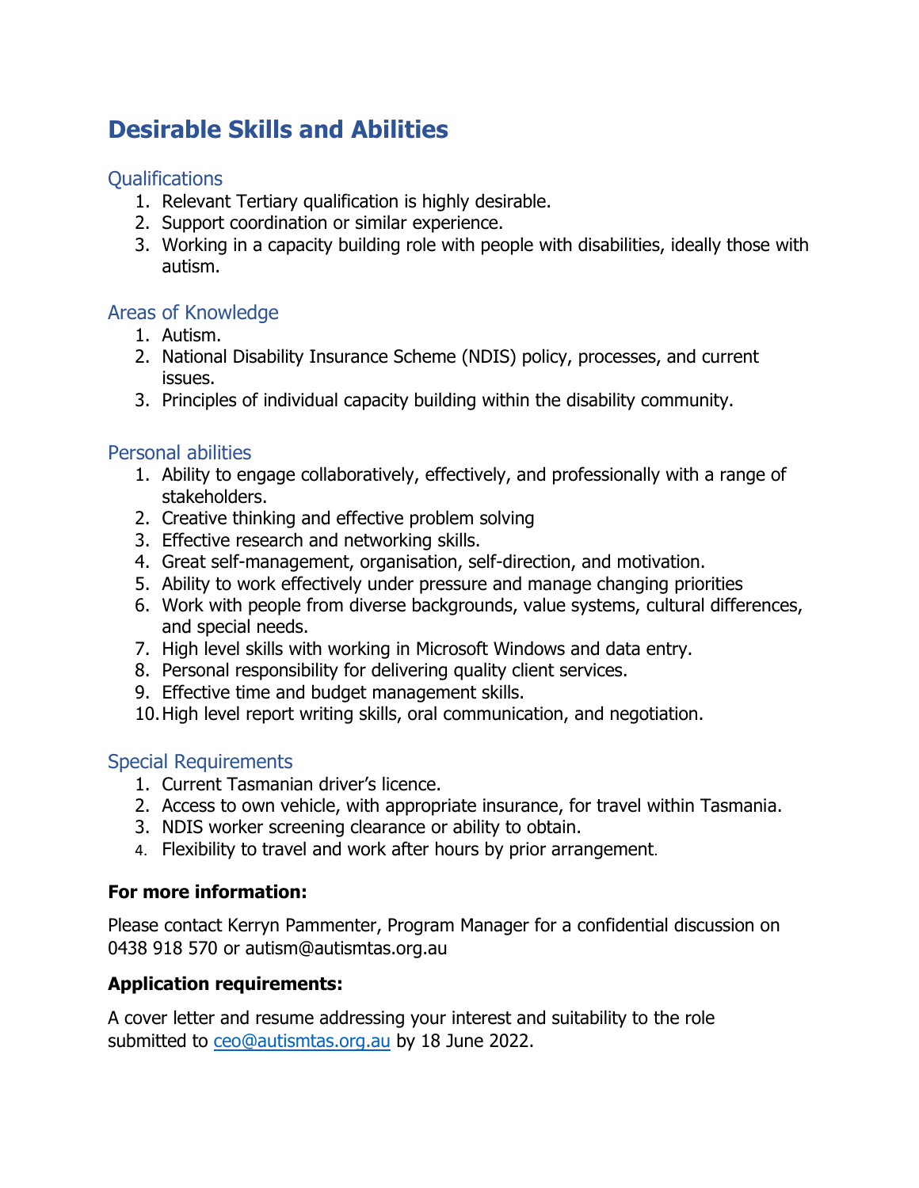# Desirable Skills and Abilities

## Qualifications

1. Relevant Tertiary qualification is highly desirable.
2. Support coordination or similar experience.
3. Working in a capacity building role with people with disabilities, ideally those with autism.

## Areas of Knowledge

1. Autism.
2. National Disability Insurance Scheme (NDIS) policy, processes, and current issues.
3. Principles of individual capacity building within the disability community.

## Personal abilities

1. Ability to engage collaboratively, effectively, and professionally with a range of stakeholders.
2. Creative thinking and effective problem solving
3. Effective research and networking skills.
4. Great self-management, organisation, self-direction, and motivation.
5. Ability to work effectively under pressure and manage changing priorities
6. Work with people from diverse backgrounds, value systems, cultural differences, and special needs.
7. High level skills with working in Microsoft Windows and data entry.
8. Personal responsibility for delivering quality client services.
9. Effective time and budget management skills.
10. High level report writing skills, oral communication, and negotiation.

## Special Requirements

1. Current Tasmanian driver's licence.
2. Access to own vehicle, with appropriate insurance, for travel within Tasmania.
3. NDIS worker screening clearance or ability to obtain.
4. Flexibility to travel and work after hours by prior arrangement.

**For more information:**

Please contact Kerryn Pammenter, Program Manager for a confidential discussion on 0438 918 570 or autism@autismtas.org.au

**Application requirements:**

A cover letter and resume addressing your interest and suitability to the role submitted to ceo@autismtas.org.au by 18 June 2022.